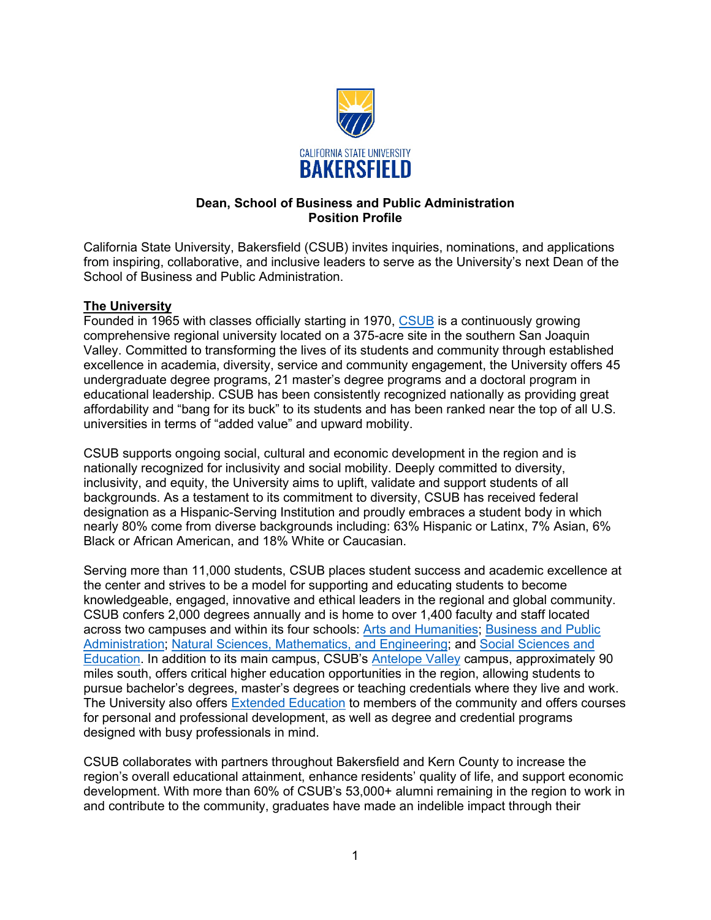CALIFORNIA STATE UNIVERSITY
BAKERSFIELD

**Dean, School of Business and Public Administration**
**Position Profile**

California State University, Bakersfield (CSUB) invites inquiries, nominations, and applications from inspiring, collaborative, and inclusive leaders to serve as the University's next Dean of the School of Business and Public Administration.

## The University

Founded in 1965 with classes officially starting in 1970, CSUB is a continuously growing comprehensive regional university located on a 375-acre site in the southern San Joaquin Valley. Committed to transforming the lives of its students and community through established excellence in academia, diversity, service and community engagement, the University offers 45 undergraduate degree programs, 21 master's degree programs and a doctoral program in educational leadership. CSUB has been consistently recognized nationally as providing great affordability and "bang for its buck" to its students and has been ranked near the top of all U.S. universities in terms of "added value" and upward mobility.

CSUB supports ongoing social, cultural and economic development in the region and is nationally recognized for inclusivity and social mobility. Deeply committed to diversity, inclusivity, and equity, the University aims to uplift, validate and support students of all backgrounds. As a testament to its commitment to diversity, CSUB has received federal designation as a Hispanic-Serving Institution and proudly embraces a student body in which nearly 80% come from diverse backgrounds including: 63% Hispanic or Latinx, 7% Asian, 6% Black or African American, and 18% White or Caucasian.

Serving more than 11,000 students, CSUB places student success and academic excellence at the center and strives to be a model for supporting and educating students to become knowledgeable, engaged, innovative and ethical leaders in the regional and global community. CSUB confers 2,000 degrees annually and is home to over 1,400 faculty and staff located across two campuses and within its four schools: Arts and Humanities; Business and Public Administration; Natural Sciences, Mathematics, and Engineering; and Social Sciences and Education. In addition to its main campus, CSUB's Antelope Valley campus, approximately 90 miles south, offers critical higher education opportunities in the region, allowing students to pursue bachelor's degrees, master's degrees or teaching credentials where they live and work. The University also offers Extended Education to members of the community and offers courses for personal and professional development, as well as degree and credential programs designed with busy professionals in mind.

CSUB collaborates with partners throughout Bakersfield and Kern County to increase the region's overall educational attainment, enhance residents' quality of life, and support economic development. With more than 60% of CSUB's 53,000+ alumni remaining in the region to work in and contribute to the community, graduates have made an indelible impact through their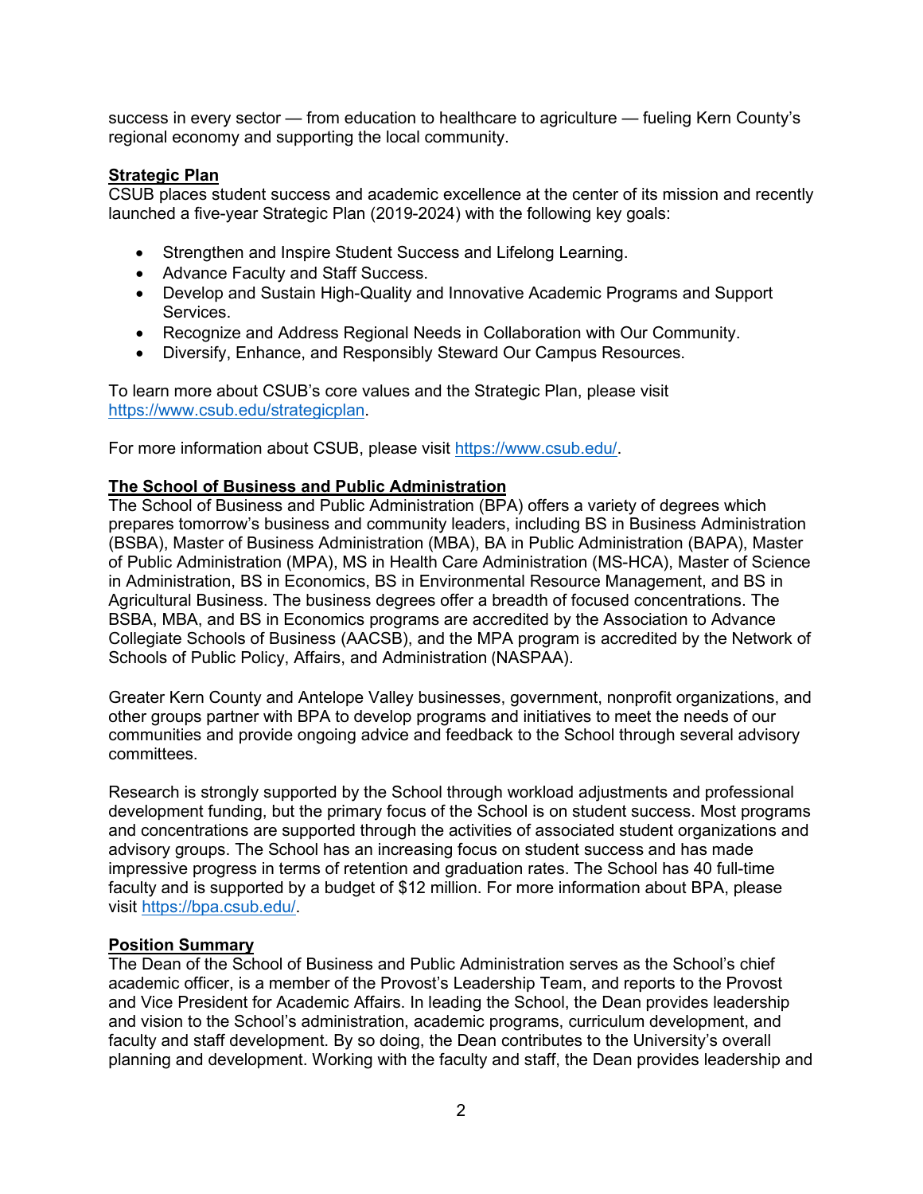success in every sector — from education to healthcare to agriculture — fueling Kern County's regional economy and supporting the local community.

## Strategic Plan

CSUB places student success and academic excellence at the center of its mission and recently launched a five-year Strategic Plan (2019-2024) with the following key goals:

- Strengthen and Inspire Student Success and Lifelong Learning.
- Advance Faculty and Staff Success.
- Develop and Sustain High-Quality and Innovative Academic Programs and Support Services.
- Recognize and Address Regional Needs in Collaboration with Our Community.
- Diversify, Enhance, and Responsibly Steward Our Campus Resources.

To learn more about CSUB's core values and the Strategic Plan, please visit https://www.csub.edu/strategicplan.

For more information about CSUB, please visit https://www.csub.edu/.

## The School of Business and Public Administration

The School of Business and Public Administration (BPA) offers a variety of degrees which prepares tomorrow's business and community leaders, including BS in Business Administration (BSBA), Master of Business Administration (MBA), BA in Public Administration (BAPA), Master of Public Administration (MPA), MS in Health Care Administration (MS-HCA), Master of Science in Administration, BS in Economics, BS in Environmental Resource Management, and BS in Agricultural Business. The business degrees offer a breadth of focused concentrations. The BSBA, MBA, and BS in Economics programs are accredited by the Association to Advance Collegiate Schools of Business (AACSB), and the MPA program is accredited by the Network of Schools of Public Policy, Affairs, and Administration (NASPAA).

Greater Kern County and Antelope Valley businesses, government, nonprofit organizations, and other groups partner with BPA to develop programs and initiatives to meet the needs of our communities and provide ongoing advice and feedback to the School through several advisory committees.

Research is strongly supported by the School through workload adjustments and professional development funding, but the primary focus of the School is on student success. Most programs and concentrations are supported through the activities of associated student organizations and advisory groups. The School has an increasing focus on student success and has made impressive progress in terms of retention and graduation rates. The School has 40 full-time faculty and is supported by a budget of $12 million. For more information about BPA, please visit https://bpa.csub.edu/.

## Position Summary

The Dean of the School of Business and Public Administration serves as the School's chief academic officer, is a member of the Provost's Leadership Team, and reports to the Provost and Vice President for Academic Affairs. In leading the School, the Dean provides leadership and vision to the School's administration, academic programs, curriculum development, and faculty and staff development. By so doing, the Dean contributes to the University's overall planning and development. Working with the faculty and staff, the Dean provides leadership and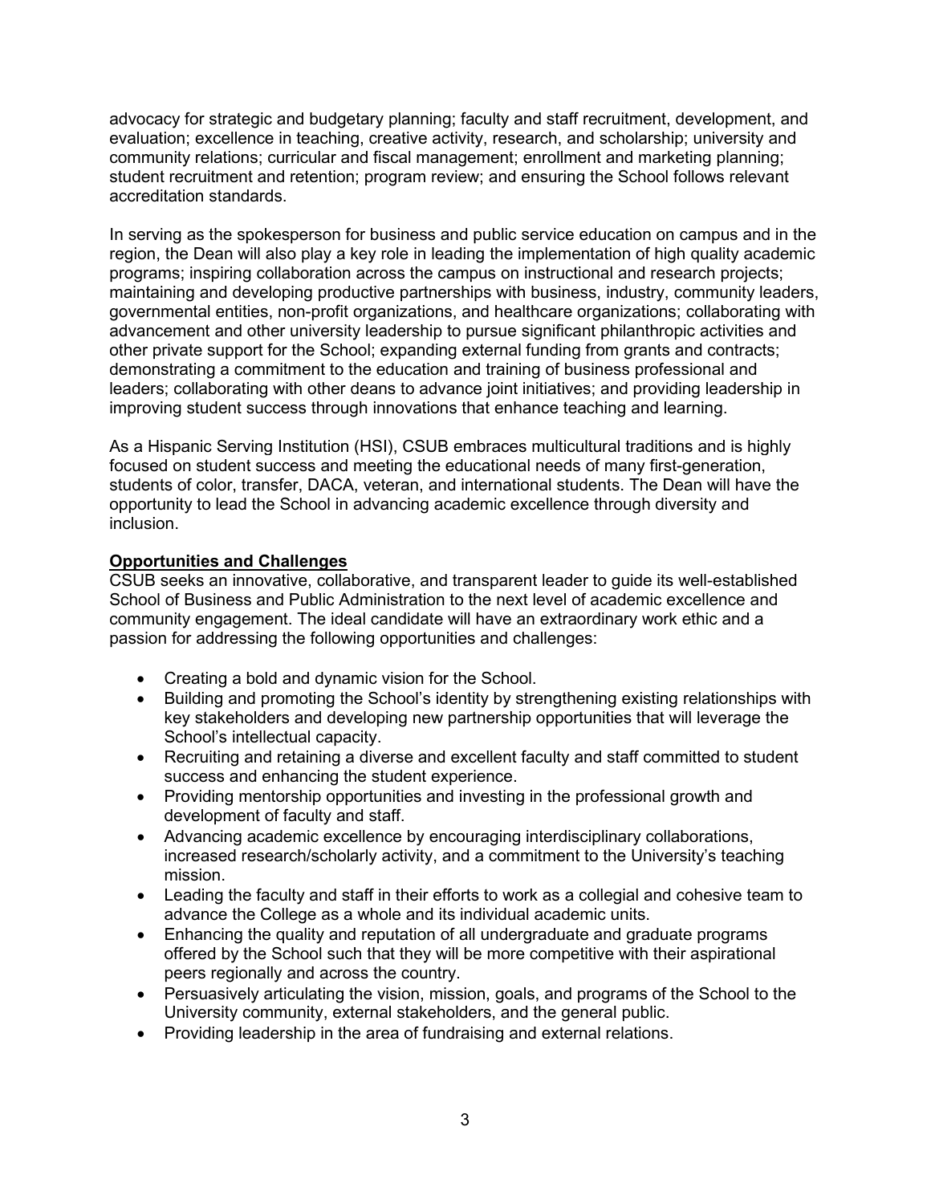advocacy for strategic and budgetary planning; faculty and staff recruitment, development, and evaluation; excellence in teaching, creative activity, research, and scholarship; university and community relations; curricular and fiscal management; enrollment and marketing planning; student recruitment and retention; program review; and ensuring the School follows relevant accreditation standards.

In serving as the spokesperson for business and public service education on campus and in the region, the Dean will also play a key role in leading the implementation of high quality academic programs; inspiring collaboration across the campus on instructional and research projects; maintaining and developing productive partnerships with business, industry, community leaders, governmental entities, non-profit organizations, and healthcare organizations; collaborating with advancement and other university leadership to pursue significant philanthropic activities and other private support for the School; expanding external funding from grants and contracts; demonstrating a commitment to the education and training of business professional and leaders; collaborating with other deans to advance joint initiatives; and providing leadership in improving student success through innovations that enhance teaching and learning.

As a Hispanic Serving Institution (HSI), CSUB embraces multicultural traditions and is highly focused on student success and meeting the educational needs of many first-generation, students of color, transfer, DACA, veteran, and international students. The Dean will have the opportunity to lead the School in advancing academic excellence through diversity and inclusion.

## Opportunities and Challenges

CSUB seeks an innovative, collaborative, and transparent leader to guide its well-established School of Business and Public Administration to the next level of academic excellence and community engagement. The ideal candidate will have an extraordinary work ethic and a passion for addressing the following opportunities and challenges:

- Creating a bold and dynamic vision for the School.
- Building and promoting the School's identity by strengthening existing relationships with key stakeholders and developing new partnership opportunities that will leverage the School's intellectual capacity.
- Recruiting and retaining a diverse and excellent faculty and staff committed to student success and enhancing the student experience.
- Providing mentorship opportunities and investing in the professional growth and development of faculty and staff.
- Advancing academic excellence by encouraging interdisciplinary collaborations, increased research/scholarly activity, and a commitment to the University's teaching mission.
- Leading the faculty and staff in their efforts to work as a collegial and cohesive team to advance the College as a whole and its individual academic units.
- Enhancing the quality and reputation of all undergraduate and graduate programs offered by the School such that they will be more competitive with their aspirational peers regionally and across the country.
- Persuasively articulating the vision, mission, goals, and programs of the School to the University community, external stakeholders, and the general public.
- Providing leadership in the area of fundraising and external relations.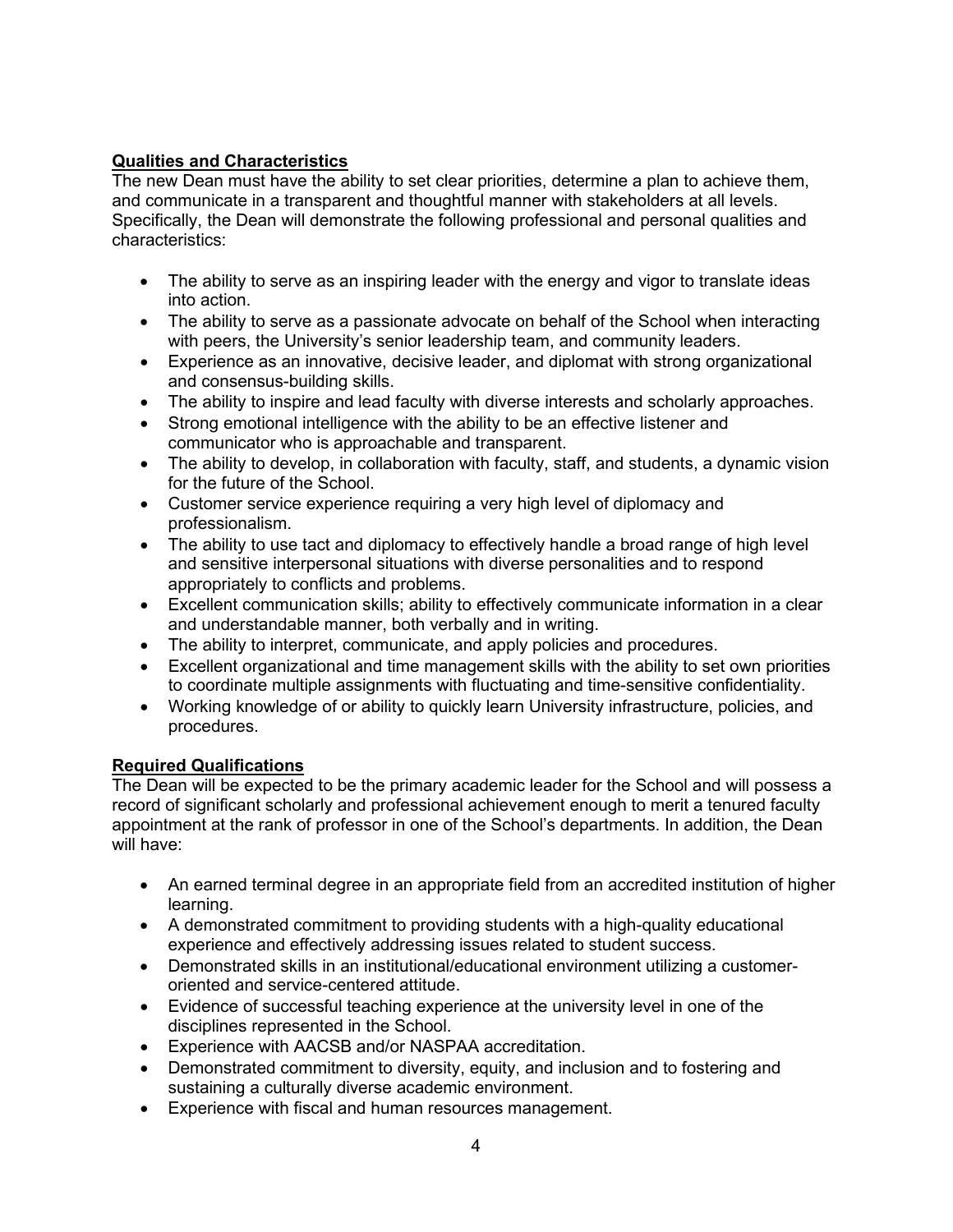## Qualities and Characteristics

The new Dean must have the ability to set clear priorities, determine a plan to achieve them, and communicate in a transparent and thoughtful manner with stakeholders at all levels. Specifically, the Dean will demonstrate the following professional and personal qualities and characteristics:

- The ability to serve as an inspiring leader with the energy and vigor to translate ideas into action.
- The ability to serve as a passionate advocate on behalf of the School when interacting with peers, the University's senior leadership team, and community leaders.
- Experience as an innovative, decisive leader, and diplomat with strong organizational and consensus-building skills.
- The ability to inspire and lead faculty with diverse interests and scholarly approaches.
- Strong emotional intelligence with the ability to be an effective listener and communicator who is approachable and transparent.
- The ability to develop, in collaboration with faculty, staff, and students, a dynamic vision for the future of the School.
- Customer service experience requiring a very high level of diplomacy and professionalism.
- The ability to use tact and diplomacy to effectively handle a broad range of high level and sensitive interpersonal situations with diverse personalities and to respond appropriately to conflicts and problems.
- Excellent communication skills; ability to effectively communicate information in a clear and understandable manner, both verbally and in writing.
- The ability to interpret, communicate, and apply policies and procedures.
- Excellent organizational and time management skills with the ability to set own priorities to coordinate multiple assignments with fluctuating and time-sensitive confidentiality.
- Working knowledge of or ability to quickly learn University infrastructure, policies, and procedures.

## Required Qualifications

The Dean will be expected to be the primary academic leader for the School and will possess a record of significant scholarly and professional achievement enough to merit a tenured faculty appointment at the rank of professor in one of the School's departments. In addition, the Dean will have:

- An earned terminal degree in an appropriate field from an accredited institution of higher learning.
- A demonstrated commitment to providing students with a high-quality educational experience and effectively addressing issues related to student success.
- Demonstrated skills in an institutional/educational environment utilizing a customer-oriented and service-centered attitude.
- Evidence of successful teaching experience at the university level in one of the disciplines represented in the School.
- Experience with AACSB and/or NASPAA accreditation.
- Demonstrated commitment to diversity, equity, and inclusion and to fostering and sustaining a culturally diverse academic environment.
- Experience with fiscal and human resources management.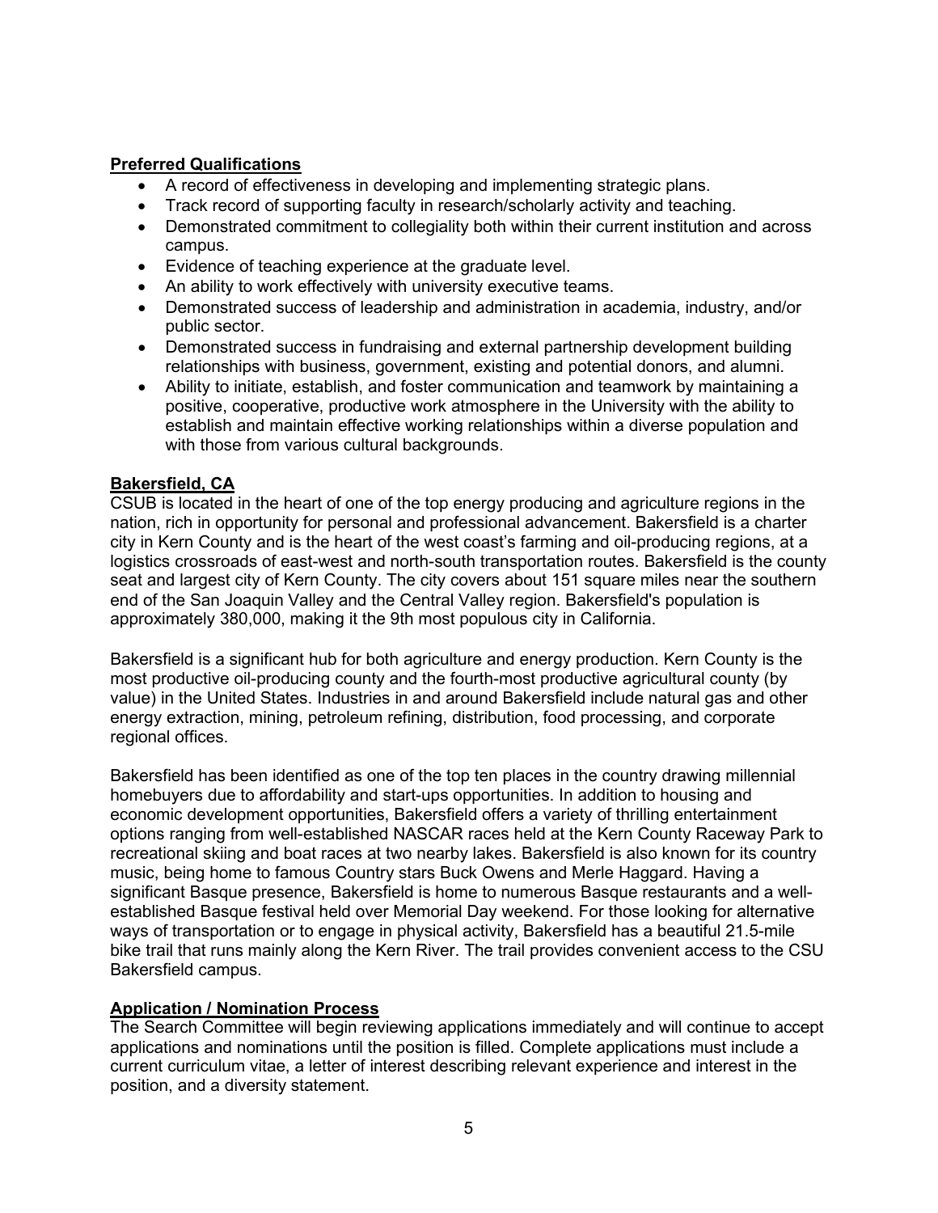## Preferred Qualifications

- A record of effectiveness in developing and implementing strategic plans.
- Track record of supporting faculty in research/scholarly activity and teaching.
- Demonstrated commitment to collegiality both within their current institution and across campus.
- Evidence of teaching experience at the graduate level.
- An ability to work effectively with university executive teams.
- Demonstrated success of leadership and administration in academia, industry, and/or public sector.
- Demonstrated success in fundraising and external partnership development building relationships with business, government, existing and potential donors, and alumni.
- Ability to initiate, establish, and foster communication and teamwork by maintaining a positive, cooperative, productive work atmosphere in the University with the ability to establish and maintain effective working relationships within a diverse population and with those from various cultural backgrounds.

## Bakersfield, CA

CSUB is located in the heart of one of the top energy producing and agriculture regions in the nation, rich in opportunity for personal and professional advancement. Bakersfield is a charter city in Kern County and is the heart of the west coast's farming and oil-producing regions, at a logistics crossroads of east-west and north-south transportation routes. Bakersfield is the county seat and largest city of Kern County. The city covers about 151 square miles near the southern end of the San Joaquin Valley and the Central Valley region. Bakersfield's population is approximately 380,000, making it the 9th most populous city in California.

Bakersfield is a significant hub for both agriculture and energy production. Kern County is the most productive oil-producing county and the fourth-most productive agricultural county (by value) in the United States. Industries in and around Bakersfield include natural gas and other energy extraction, mining, petroleum refining, distribution, food processing, and corporate regional offices.

Bakersfield has been identified as one of the top ten places in the country drawing millennial homebuyers due to affordability and start-ups opportunities. In addition to housing and economic development opportunities, Bakersfield offers a variety of thrilling entertainment options ranging from well-established NASCAR races held at the Kern County Raceway Park to recreational skiing and boat races at two nearby lakes. Bakersfield is also known for its country music, being home to famous Country stars Buck Owens and Merle Haggard. Having a significant Basque presence, Bakersfield is home to numerous Basque restaurants and a well-established Basque festival held over Memorial Day weekend. For those looking for alternative ways of transportation or to engage in physical activity, Bakersfield has a beautiful 21.5-mile bike trail that runs mainly along the Kern River. The trail provides convenient access to the CSU Bakersfield campus.

## Application / Nomination Process

The Search Committee will begin reviewing applications immediately and will continue to accept applications and nominations until the position is filled. Complete applications must include a current curriculum vitae, a letter of interest describing relevant experience and interest in the position, and a diversity statement.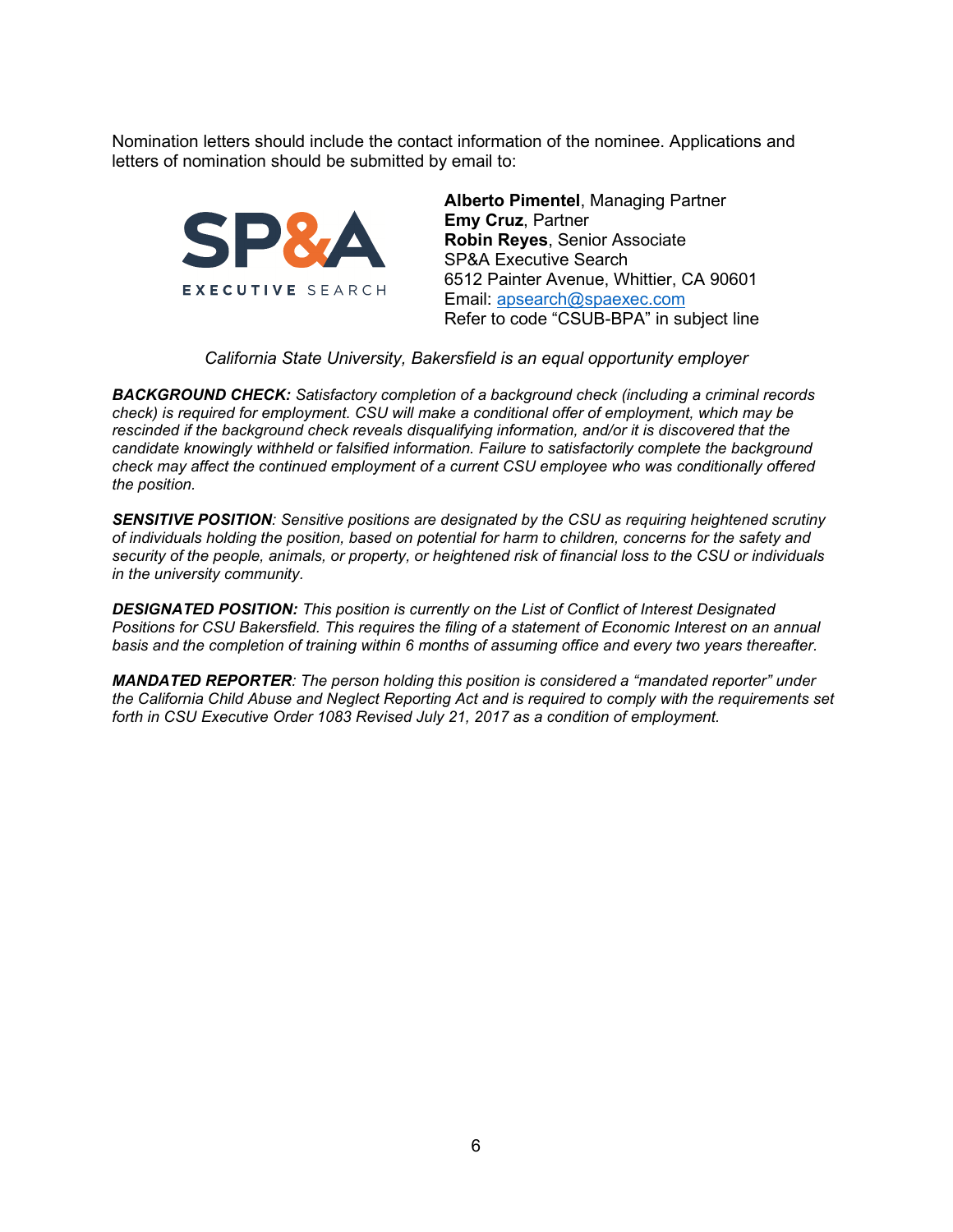Nomination letters should include the contact information of the nominee. Applications and letters of nomination should be submitted by email to:

SP&A EXECUTIVE SEARCH

**Alberto Pimentel**, Managing Partner
**Emy Cruz**, Partner
**Robin Reyes**, Senior Associate
SP&A Executive Search
6512 Painter Avenue, Whittier, CA 90601
Email: apsearch@spaexec.com
Refer to code "CSUB-BPA" in subject line

*California State University, Bakersfield is an equal opportunity employer*

***BACKGROUND CHECK:*** *Satisfactory completion of a background check (including a criminal records check) is required for employment. CSU will make a conditional offer of employment, which may be rescinded if the background check reveals disqualifying information, and/or it is discovered that the candidate knowingly withheld or falsified information. Failure to satisfactorily complete the background check may affect the continued employment of a current CSU employee who was conditionally offered the position.*

***SENSITIVE POSITION****: Sensitive positions are designated by the CSU as requiring heightened scrutiny of individuals holding the position, based on potential for harm to children, concerns for the safety and security of the people, animals, or property, or heightened risk of financial loss to the CSU or individuals in the university community.*

***DESIGNATED POSITION:*** *This position is currently on the List of Conflict of Interest Designated Positions for CSU Bakersfield. This requires the filing of a statement of Economic Interest on an annual basis and the completion of training within 6 months of assuming office and every two years thereafter.*

***MANDATED REPORTER****: The person holding this position is considered a "mandated reporter" under the California Child Abuse and Neglect Reporting Act and is required to comply with the requirements set forth in CSU Executive Order 1083 Revised July 21, 2017 as a condition of employment.*